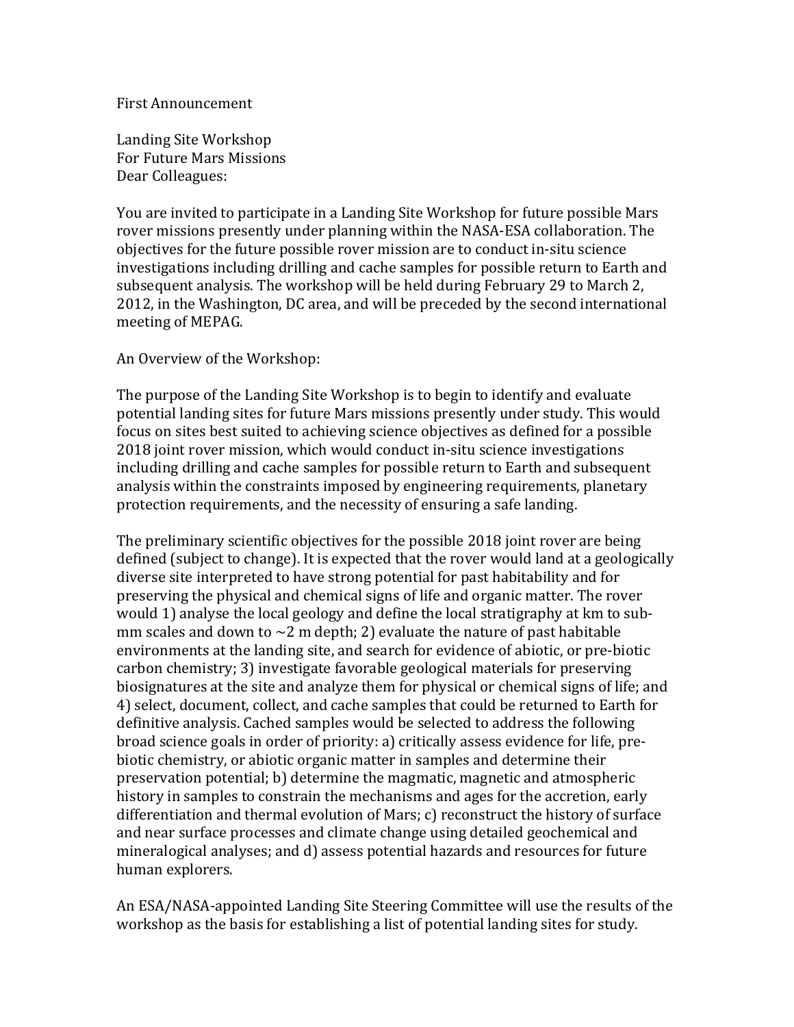First Announcement

Landing Site Workshop
For Future Mars Missions
Dear Colleagues:

You are invited to participate in a Landing Site Workshop for future possible Mars rover missions presently under planning within the NASA-ESA collaboration. The objectives for the future possible rover mission are to conduct in-situ science investigations including drilling and cache samples for possible return to Earth and subsequent analysis. The workshop will be held during February 29 to March 2, 2012, in the Washington, DC area, and will be preceded by the second international meeting of MEPAG.

An Overview of the Workshop:

The purpose of the Landing Site Workshop is to begin to identify and evaluate potential landing sites for future Mars missions presently under study. This would focus on sites best suited to achieving science objectives as defined for a possible 2018 joint rover mission, which would conduct in-situ science investigations including drilling and cache samples for possible return to Earth and subsequent analysis within the constraints imposed by engineering requirements, planetary protection requirements, and the necessity of ensuring a safe landing.

The preliminary scientific objectives for the possible 2018 joint rover are being defined (subject to change). It is expected that the rover would land at a geologically diverse site interpreted to have strong potential for past habitability and for preserving the physical and chemical signs of life and organic matter. The rover would 1) analyse the local geology and define the local stratigraphy at km to sub-mm scales and down to ~2 m depth; 2) evaluate the nature of past habitable environments at the landing site, and search for evidence of abiotic, or pre-biotic carbon chemistry; 3) investigate favorable geological materials for preserving biosignatures at the site and analyze them for physical or chemical signs of life; and 4) select, document, collect, and cache samples that could be returned to Earth for definitive analysis. Cached samples would be selected to address the following broad science goals in order of priority: a) critically assess evidence for life, pre-biotic chemistry, or abiotic organic matter in samples and determine their preservation potential; b) determine the magmatic, magnetic and atmospheric history in samples to constrain the mechanisms and ages for the accretion, early differentiation and thermal evolution of Mars; c) reconstruct the history of surface and near surface processes and climate change using detailed geochemical and mineralogical analyses; and d) assess potential hazards and resources for future human explorers.

An ESA/NASA-appointed Landing Site Steering Committee will use the results of the workshop as the basis for establishing a list of potential landing sites for study.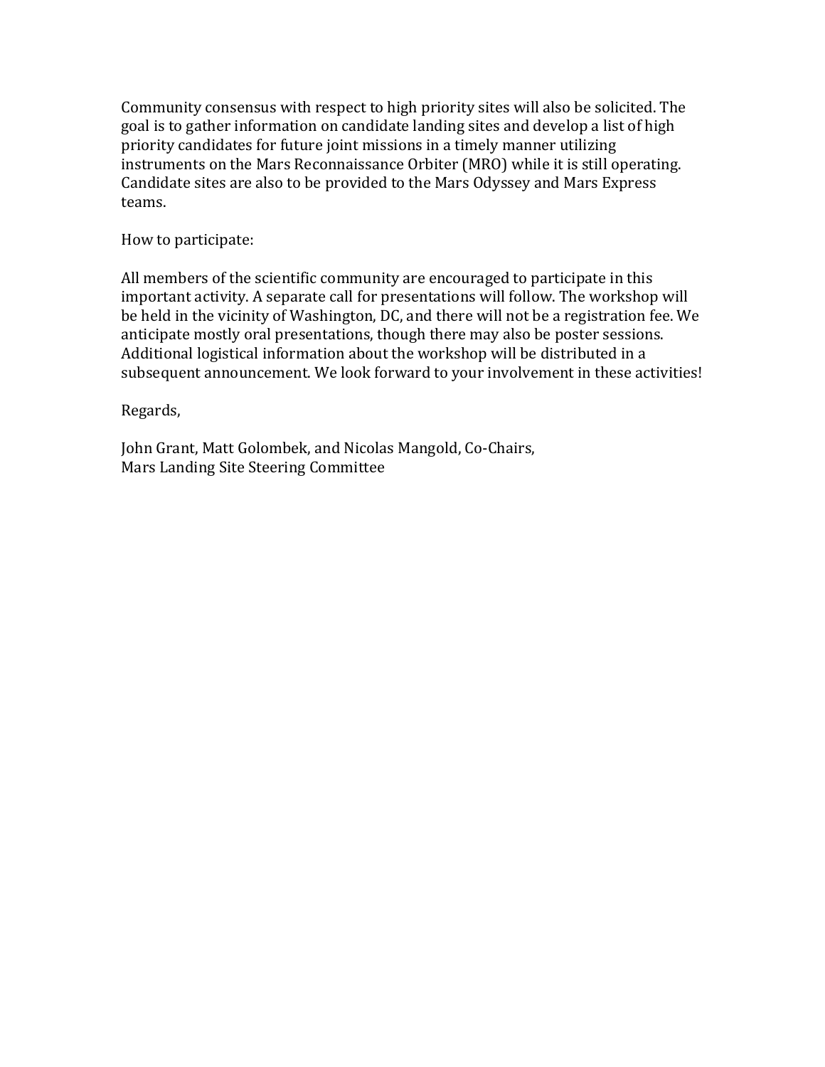Community consensus with respect to high priority sites will also be solicited. The goal is to gather information on candidate landing sites and develop a list of high priority candidates for future joint missions in a timely manner utilizing instruments on the Mars Reconnaissance Orbiter (MRO) while it is still operating. Candidate sites are also to be provided to the Mars Odyssey and Mars Express teams.

How to participate:

All members of the scientific community are encouraged to participate in this important activity. A separate call for presentations will follow. The workshop will be held in the vicinity of Washington, DC, and there will not be a registration fee. We anticipate mostly oral presentations, though there may also be poster sessions. Additional logistical information about the workshop will be distributed in a subsequent announcement. We look forward to your involvement in these activities!

Regards,

John Grant, Matt Golombek, and Nicolas Mangold, Co-Chairs,
Mars Landing Site Steering Committee